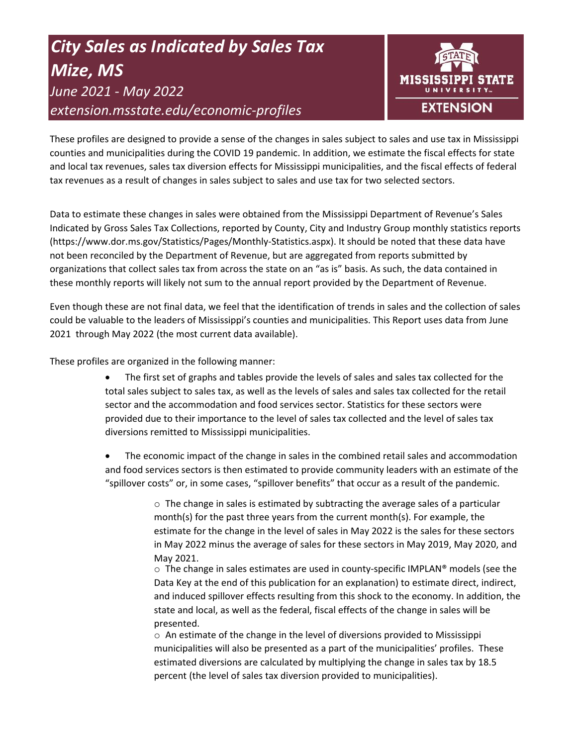# *City Sales as Indicated by Sales Tax*
# *Mize, MS*

*June 2021 - May 2022*

*extension.msstate.edu/economic-profiles*

MISSISSIPPI STATE UNIVERSITY EXTENSION

These profiles are designed to provide a sense of the changes in sales subject to sales and use tax in Mississippi counties and municipalities during the COVID 19 pandemic. In addition, we estimate the fiscal effects for state and local tax revenues, sales tax diversion effects for Mississippi municipalities, and the fiscal effects of federal tax revenues as a result of changes in sales subject to sales and use tax for two selected sectors.

Data to estimate these changes in sales were obtained from the Mississippi Department of Revenue's Sales Indicated by Gross Sales Tax Collections, reported by County, City and Industry Group monthly statistics reports (https://www.dor.ms.gov/Statistics/Pages/Monthly-Statistics.aspx). It should be noted that these data have not been reconciled by the Department of Revenue, but are aggregated from reports submitted by organizations that collect sales tax from across the state on an "as is" basis. As such, the data contained in these monthly reports will likely not sum to the annual report provided by the Department of Revenue.

Even though these are not final data, we feel that the identification of trends in sales and the collection of sales could be valuable to the leaders of Mississippi's counties and municipalities. This Report uses data from June 2021 through May 2022 (the most current data available).

These profiles are organized in the following manner:

- The first set of graphs and tables provide the levels of sales and sales tax collected for the total sales subject to sales tax, as well as the levels of sales and sales tax collected for the retail sector and the accommodation and food services sector. Statistics for these sectors were provided due to their importance to the level of sales tax collected and the level of sales tax diversions remitted to Mississippi municipalities.

- The economic impact of the change in sales in the combined retail sales and accommodation and food services sectors is then estimated to provide community leaders with an estimate of the "spillover costs" or, in some cases, "spillover benefits" that occur as a result of the pandemic.

    - The change in sales is estimated by subtracting the average sales of a particular month(s) for the past three years from the current month(s). For example, the estimate for the change in the level of sales in May 2022 is the sales for these sectors in May 2022 minus the average of sales for these sectors in May 2019, May 2020, and May 2021.
    - The change in sales estimates are used in county-specific IMPLAN® models (see the Data Key at the end of this publication for an explanation) to estimate direct, indirect, and induced spillover effects resulting from this shock to the economy. In addition, the state and local, as well as the federal, fiscal effects of the change in sales will be presented.
    - An estimate of the change in the level of diversions provided to Mississippi municipalities will also be presented as a part of the municipalities' profiles. These estimated diversions are calculated by multiplying the change in sales tax by 18.5 percent (the level of sales tax diversion provided to municipalities).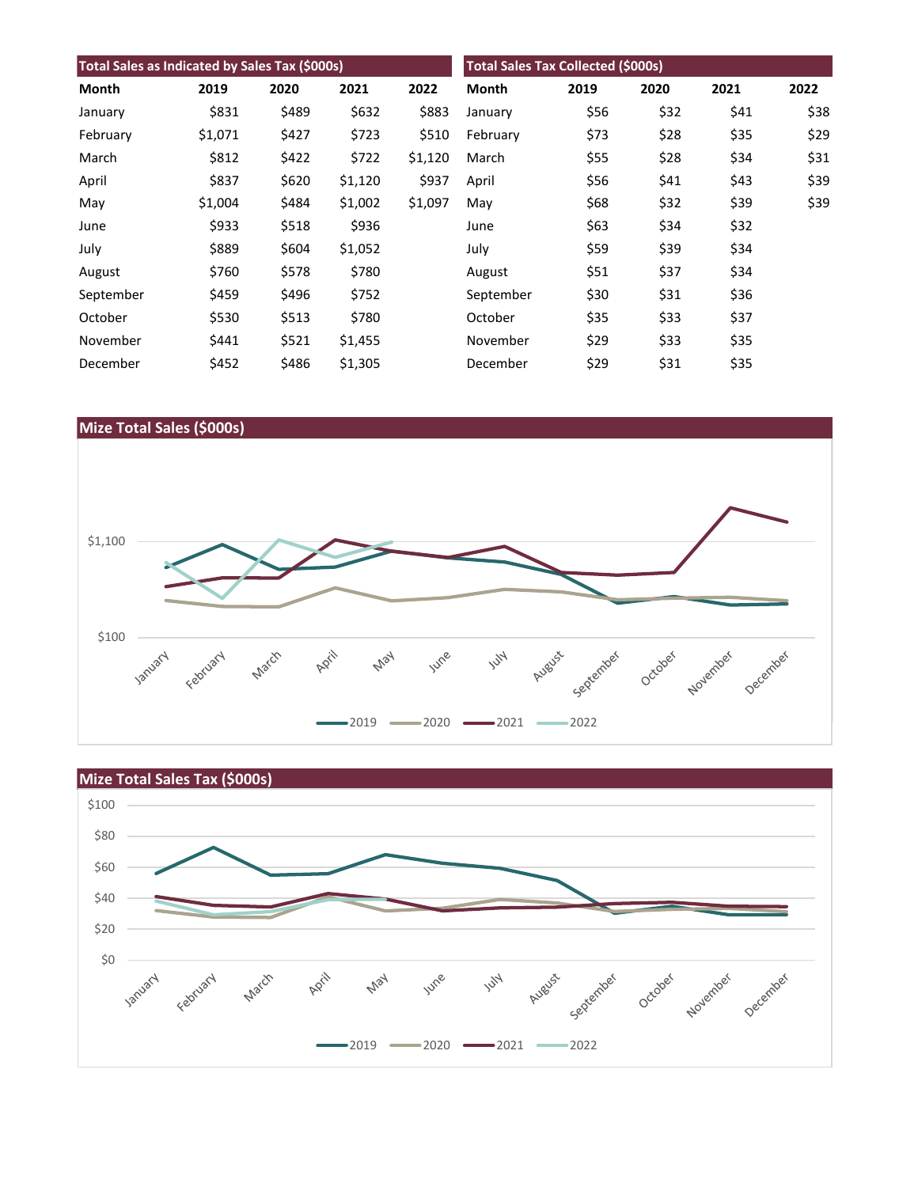## Total Sales as Indicated by Sales Tax ($000s)

| Month | 2019 | 2020 | 2021 | 2022 |
|---|---|---|---|---|
| January | $831 | $489 | $632 | $883 |
| February | $1,071 | $427 | $723 | $510 |
| March | $812 | $422 | $722 | $1,120 |
| April | $837 | $620 | $1,120 | $937 |
| May | $1,004 | $484 | $1,002 | $1,097 |
| June | $933 | $518 | $936 | |
| July | $889 | $604 | $1,052 | |
| August | $760 | $578 | $780 | |
| September | $459 | $496 | $752 | |
| October | $530 | $513 | $780 | |
| November | $441 | $521 | $1,455 | |
| December | $452 | $486 | $1,305 | |

## Total Sales Tax Collected ($000s)

| Month | 2019 | 2020 | 2021 | 2022 |
|---|---|---|---|---|
| January | $56 | $32 | $41 | $38 |
| February | $73 | $28 | $35 | $29 |
| March | $55 | $28 | $34 | $31 |
| April | $56 | $41 | $43 | $39 |
| May | $68 | $32 | $39 | $39 |
| June | $63 | $34 | $32 | |
| July | $59 | $39 | $34 | |
| August | $51 | $37 | $34 | |
| September | $30 | $31 | $36 | |
| October | $35 | $33 | $37 | |
| November | $29 | $33 | $35 | |
| December | $29 | $31 | $35 | |

## Mize Total Sales ($000s)

## Mize Total Sales Tax ($000s)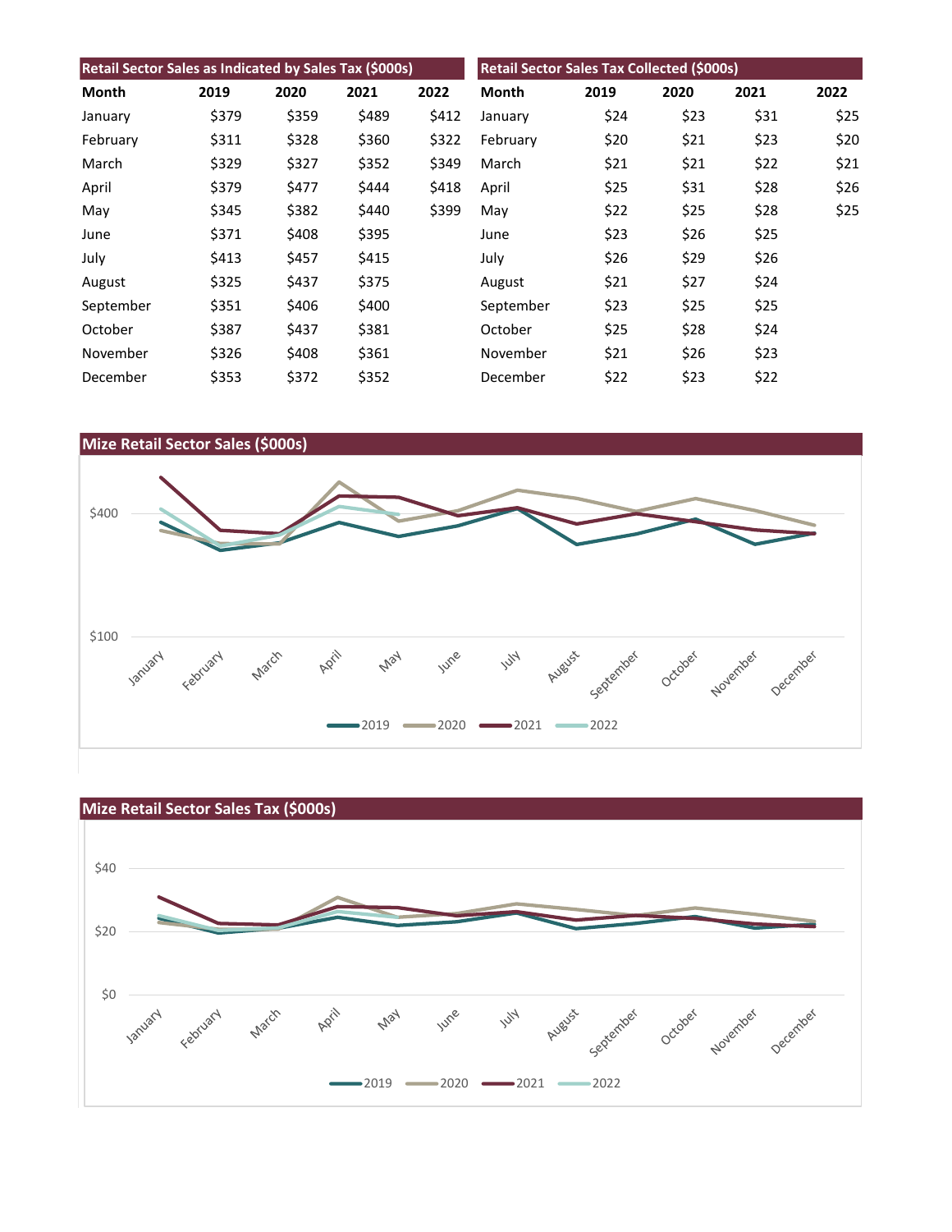| Retail Sector Sales as Indicated by Sales Tax ($000s) | | | | |
|---|---|---|---|---|
| Month | 2019 | 2020 | 2021 | 2022 |
| January | $379 | $359 | $489 | $412 |
| February | $311 | $328 | $360 | $322 |
| March | $329 | $327 | $352 | $349 |
| April | $379 | $477 | $444 | $418 |
| May | $345 | $382 | $440 | $399 |
| June | $371 | $408 | $395 | |
| July | $413 | $457 | $415 | |
| August | $325 | $437 | $375 | |
| September | $351 | $406 | $400 | |
| October | $387 | $437 | $381 | |
| November | $326 | $408 | $361 | |
| December | $353 | $372 | $352 | |

| Retail Sector Sales Tax Collected ($000s) | | | | |
|---|---|---|---|---|
| Month | 2019 | 2020 | 2021 | 2022 |
| January | $24 | $23 | $31 | $25 |
| February | $20 | $21 | $23 | $20 |
| March | $21 | $21 | $22 | $21 |
| April | $25 | $31 | $28 | $26 |
| May | $22 | $25 | $28 | $25 |
| June | $23 | $26 | $25 | |
| July | $26 | $29 | $26 | |
| August | $21 | $27 | $24 | |
| September | $23 | $25 | $25 | |
| October | $25 | $28 | $24 | |
| November | $21 | $26 | $23 | |
| December | $22 | $23 | $22 | |

## Mize Retail Sector Sales ($000s)

## Mize Retail Sector Sales Tax ($000s)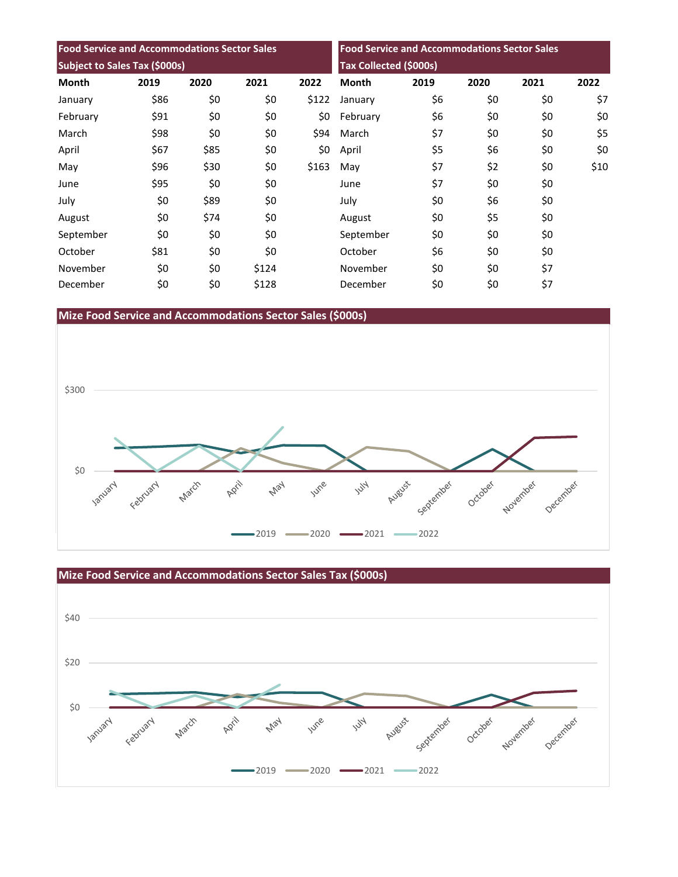| Food Service and Accommodations Sector Sales Subject to Sales Tax ($000s) | | | | |
|---|---|---|---|---|
| Month | 2019 | 2020 | 2021 | 2022 |
| January | $86 | $0 | $0 | $122 |
| February | $91 | $0 | $0 | $0 |
| March | $98 | $0 | $0 | $94 |
| April | $67 | $85 | $0 | $0 |
| May | $96 | $30 | $0 | $163 |
| June | $95 | $0 | $0 | |
| July | $0 | $89 | $0 | |
| August | $0 | $74 | $0 | |
| September | $0 | $0 | $0 | |
| October | $81 | $0 | $0 | |
| November | $0 | $0 | $124 | |
| December | $0 | $0 | $128 | |

| Food Service and Accommodations Sector Sales Tax Collected ($000s) | | | | |
|---|---|---|---|---|
| Month | 2019 | 2020 | 2021 | 2022 |
| January | $6 | $0 | $0 | $7 |
| February | $6 | $0 | $0 | $0 |
| March | $7 | $0 | $0 | $5 |
| April | $5 | $6 | $0 | $0 |
| May | $7 | $2 | $0 | $10 |
| June | $7 | $0 | $0 | |
| July | $0 | $6 | $0 | |
| August | $0 | $5 | $0 | |
| September | $0 | $0 | $0 | |
| October | $6 | $0 | $0 | |
| November | $0 | $0 | $7 | |
| December | $0 | $0 | $7 | |

## Mize Food Service and Accommodations Sector Sales ($000s)

## Mize Food Service and Accommodations Sector Sales Tax ($000s)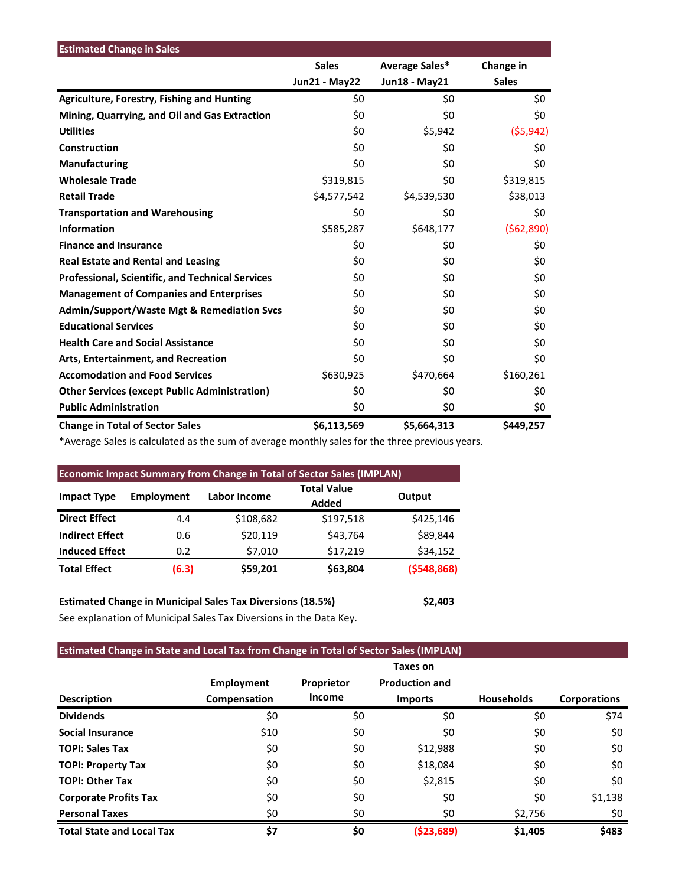## Estimated Change in Sales

| | Sales Jun21 - May22 | Average Sales* Jun18 - May21 | Change in Sales |
|---|---|---|---|
| **Agriculture, Forestry, Fishing and Hunting** | $0 | $0 | $0 |
| **Mining, Quarrying, and Oil and Gas Extraction** | $0 | $0 | $0 |
| **Utilities** | $0 | $5,942 | ($5,942) |
| **Construction** | $0 | $0 | $0 |
| **Manufacturing** | $0 | $0 | $0 |
| **Wholesale Trade** | $319,815 | $0 | $319,815 |
| **Retail Trade** | $4,577,542 | $4,539,530 | $38,013 |
| **Transportation and Warehousing** | $0 | $0 | $0 |
| **Information** | $585,287 | $648,177 | ($62,890) |
| **Finance and Insurance** | $0 | $0 | $0 |
| **Real Estate and Rental and Leasing** | $0 | $0 | $0 |
| **Professional, Scientific, and Technical Services** | $0 | $0 | $0 |
| **Management of Companies and Enterprises** | $0 | $0 | $0 |
| **Admin/Support/Waste Mgt & Remediation Svcs** | $0 | $0 | $0 |
| **Educational Services** | $0 | $0 | $0 |
| **Health Care and Social Assistance** | $0 | $0 | $0 |
| **Arts, Entertainment, and Recreation** | $0 | $0 | $0 |
| **Accomodation and Food Services** | $630,925 | $470,664 | $160,261 |
| **Other Services (except Public Administration)** | $0 | $0 | $0 |
| **Public Administration** | $0 | $0 | $0 |
| **Change in Total of Sector Sales** | **$6,113,569** | **$5,664,313** | **$449,257** |

*Average Sales is calculated as the sum of average monthly sales for the three previous years.

## Economic Impact Summary from Change in Total of Sector Sales (IMPLAN)

| Impact Type | Employment | Labor Income | Total Value Added | Output |
|---|---|---|---|---|
| **Direct Effect** | 4.4 | $108,682 | $197,518 | $425,146 |
| **Indirect Effect** | 0.6 | $20,119 | $43,764 | $89,844 |
| **Induced Effect** | 0.2 | $7,010 | $17,219 | $34,152 |
| **Total Effect** | **(6.3)** | **$59,201** | **$63,804** | **($548,868)** |

**Estimated Change in Municipal Sales Tax Diversions (18.5%)** **$2,403**

See explanation of Municipal Sales Tax Diversions in the Data Key.

## Estimated Change in State and Local Tax from Change in Total of Sector Sales (IMPLAN)

| Description | Employment Compensation | Proprietor Income | Taxes on Production and Imports | Households | Corporations |
|---|---|---|---|---|---|
| **Dividends** | $0 | $0 | $0 | $0 | $74 |
| **Social Insurance** | $10 | $0 | $0 | $0 | $0 |
| **TOPI: Sales Tax** | $0 | $0 | $12,988 | $0 | $0 |
| **TOPI: Property Tax** | $0 | $0 | $18,084 | $0 | $0 |
| **TOPI: Other Tax** | $0 | $0 | $2,815 | $0 | $0 |
| **Corporate Profits Tax** | $0 | $0 | $0 | $0 | $1,138 |
| **Personal Taxes** | $0 | $0 | $0 | $2,756 | $0 |
| **Total State and Local Tax** | **$7** | **$0** | **($23,689)** | **$1,405** | **$483** |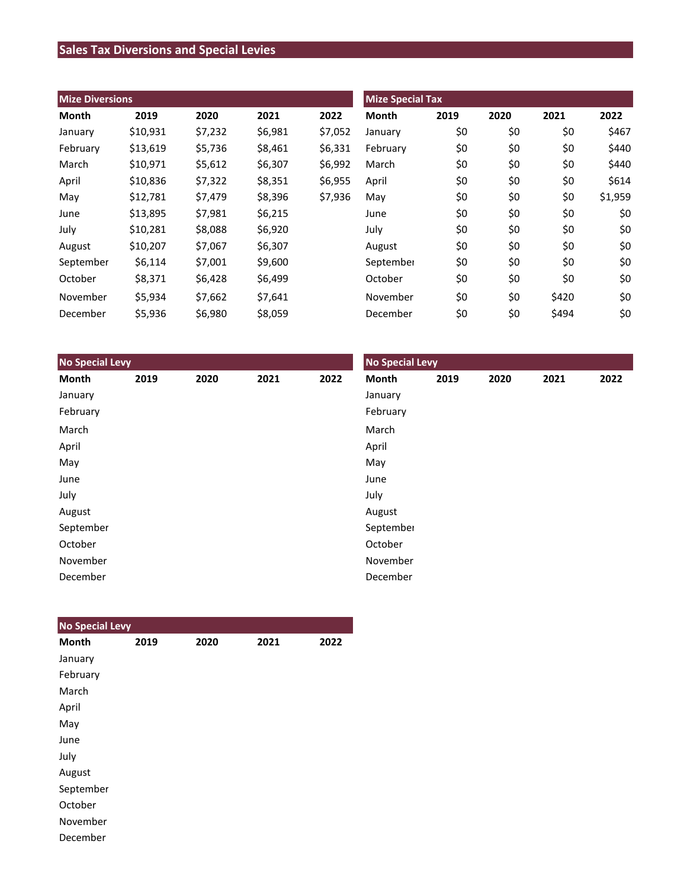# Sales Tax Diversions and Special Levies

## Mize Diversions

| Month | 2019 | 2020 | 2021 | 2022 |
|---|---|---|---|---|
| January | $10,931 | $7,232 | $6,981 | $7,052 |
| February | $13,619 | $5,736 | $8,461 | $6,331 |
| March | $10,971 | $5,612 | $6,307 | $6,992 |
| April | $10,836 | $7,322 | $8,351 | $6,955 |
| May | $12,781 | $7,479 | $8,396 | $7,936 |
| June | $13,895 | $7,981 | $6,215 | |
| July | $10,281 | $8,088 | $6,920 | |
| August | $10,207 | $7,067 | $6,307 | |
| September | $6,114 | $7,001 | $9,600 | |
| October | $8,371 | $6,428 | $6,499 | |
| November | $5,934 | $7,662 | $7,641 | |
| December | $5,936 | $6,980 | $8,059 | |

## Mize Special Tax

| Month | 2019 | 2020 | 2021 | 2022 |
|---|---|---|---|---|
| January | $0 | $0 | $0 | $467 |
| February | $0 | $0 | $0 | $440 |
| March | $0 | $0 | $0 | $440 |
| April | $0 | $0 | $0 | $614 |
| May | $0 | $0 | $0 | $1,959 |
| June | $0 | $0 | $0 | $0 |
| July | $0 | $0 | $0 | $0 |
| August | $0 | $0 | $0 | $0 |
| September | $0 | $0 | $0 | $0 |
| October | $0 | $0 | $0 | $0 |
| November | $0 | $0 | $420 | $0 |
| December | $0 | $0 | $494 | $0 |

## No Special Levy

| Month | 2019 | 2020 | 2021 | 2022 |
|---|---|---|---|---|
| January | | | | |
| February | | | | |
| March | | | | |
| April | | | | |
| May | | | | |
| June | | | | |
| July | | | | |
| August | | | | |
| September | | | | |
| October | | | | |
| November | | | | |
| December | | | | |

## No Special Levy

| Month | 2019 | 2020 | 2021 | 2022 |
|---|---|---|---|---|
| January | | | | |
| February | | | | |
| March | | | | |
| April | | | | |
| May | | | | |
| June | | | | |
| July | | | | |
| August | | | | |
| September | | | | |
| October | | | | |
| November | | | | |
| December | | | | |

## No Special Levy

| Month | 2019 | 2020 | 2021 | 2022 |
|---|---|---|---|---|
| January | | | | |
| February | | | | |
| March | | | | |
| April | | | | |
| May | | | | |
| June | | | | |
| July | | | | |
| August | | | | |
| September | | | | |
| October | | | | |
| November | | | | |
| December | | | | |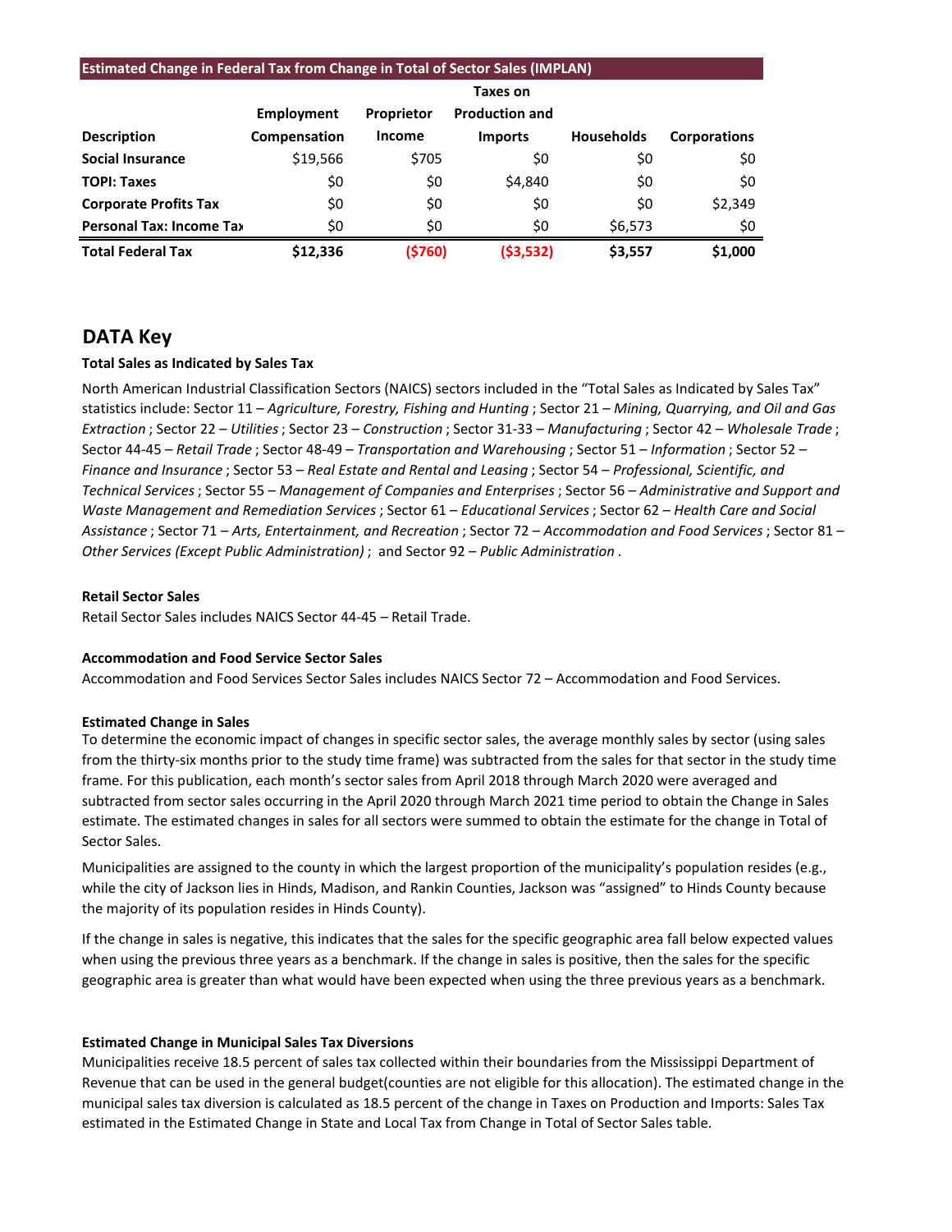**Estimated Change in Federal Tax from Change in Total of Sector Sales (IMPLAN)**

| Description | Employment Compensation | Proprietor Income | Taxes on Production and Imports | Households | Corporations |
|---|---|---|---|---|---|
| **Social Insurance** | $19,566 | $705 | $0 | $0 | $0 |
| **TOPI: Taxes** | $0 | $0 | $4,840 | $0 | $0 |
| **Corporate Profits Tax** | $0 | $0 | $0 | $0 | $2,349 |
| **Personal Tax: Income Tax** | $0 | $0 | $0 | $6,573 | $0 |
| **Total Federal Tax** | **$12,336** | **($760)** | **($3,532)** | **$3,557** | **$1,000** |

## DATA Key

**Total Sales as Indicated by Sales Tax**

North American Industrial Classification Sectors (NAICS) sectors included in the "Total Sales as Indicated by Sales Tax" statistics include: Sector 11 – *Agriculture, Forestry, Fishing and Hunting* ; Sector 21 – *Mining, Quarrying, and Oil and Gas Extraction* ; Sector 22 – *Utilities* ; Sector 23 – *Construction* ; Sector 31-33 – *Manufacturing* ; Sector 42 – *Wholesale Trade* ; Sector 44-45 – *Retail Trade* ; Sector 48-49 – *Transportation and Warehousing* ; Sector 51 – *Information* ; Sector 52 – *Finance and Insurance* ; Sector 53 – *Real Estate and Rental and Leasing* ; Sector 54 – *Professional, Scientific, and Technical Services* ; Sector 55 – *Management of Companies and Enterprises* ; Sector 56 – *Administrative and Support and Waste Management and Remediation Services* ; Sector 61 – *Educational Services* ; Sector 62 – *Health Care and Social Assistance* ; Sector 71 – *Arts, Entertainment, and Recreation* ; Sector 72 – *Accommodation and Food Services* ; Sector 81 – *Other Services (Except Public Administration)* ; and Sector 92 – *Public Administration* .

**Retail Sector Sales**

Retail Sector Sales includes NAICS Sector 44-45 – Retail Trade.

**Accommodation and Food Service Sector Sales**

Accommodation and Food Services Sector Sales includes NAICS Sector 72 – Accommodation and Food Services.

**Estimated Change in Sales**

To determine the economic impact of changes in specific sector sales, the average monthly sales by sector (using sales from the thirty-six months prior to the study time frame) was subtracted from the sales for that sector in the study time frame. For this publication, each month's sector sales from April 2018 through March 2020 were averaged and subtracted from sector sales occurring in the April 2020 through March 2021 time period to obtain the Change in Sales estimate. The estimated changes in sales for all sectors were summed to obtain the estimate for the change in Total of Sector Sales.

Municipalities are assigned to the county in which the largest proportion of the municipality's population resides (e.g., while the city of Jackson lies in Hinds, Madison, and Rankin Counties, Jackson was "assigned" to Hinds County because the majority of its population resides in Hinds County).

If the change in sales is negative, this indicates that the sales for the specific geographic area fall below expected values when using the previous three years as a benchmark. If the change in sales is positive, then the sales for the specific geographic area is greater than what would have been expected when using the three previous years as a benchmark.

**Estimated Change in Municipal Sales Tax Diversions**

Municipalities receive 18.5 percent of sales tax collected within their boundaries from the Mississippi Department of Revenue that can be used in the general budget(counties are not eligible for this allocation). The estimated change in the municipal sales tax diversion is calculated as 18.5 percent of the change in Taxes on Production and Imports: Sales Tax estimated in the Estimated Change in State and Local Tax from Change in Total of Sector Sales table.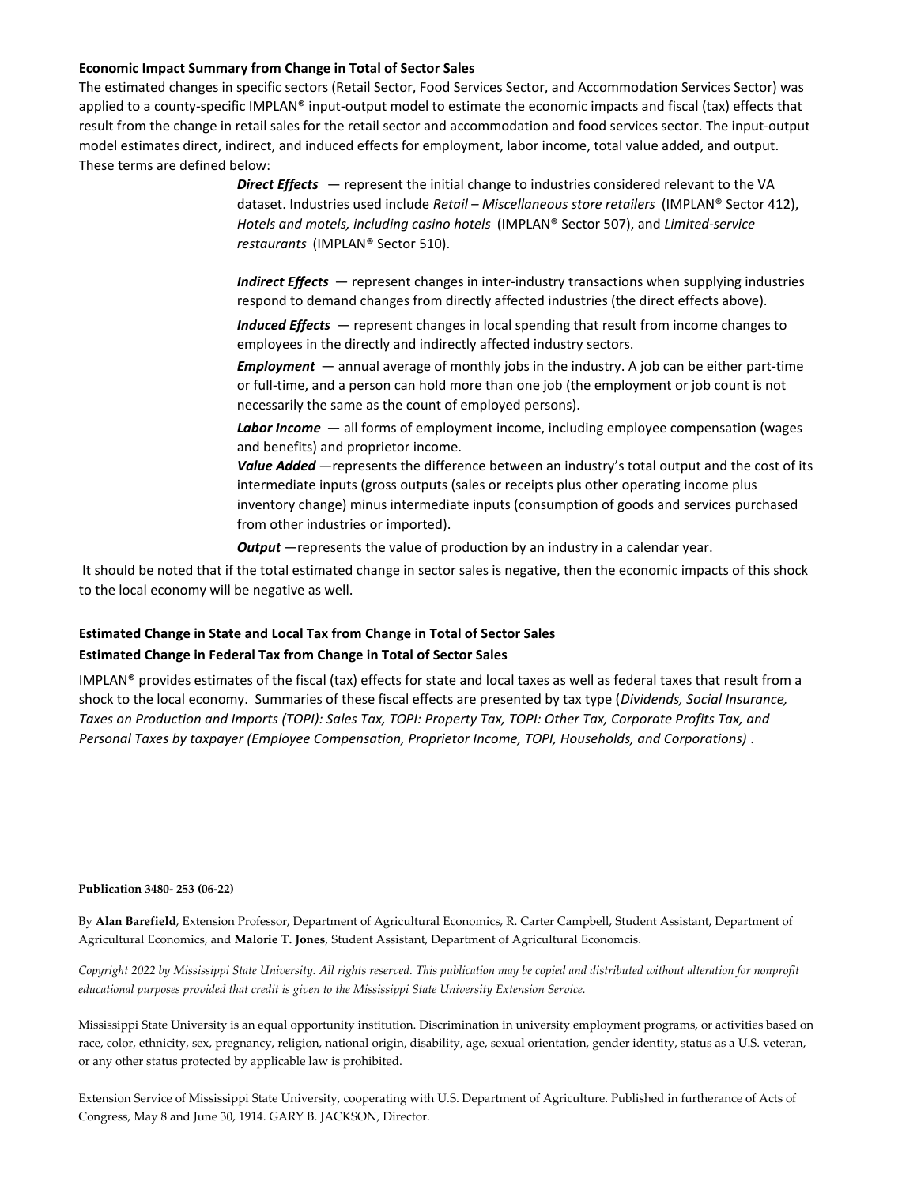**Economic Impact Summary from Change in Total of Sector Sales**

The estimated changes in specific sectors (Retail Sector, Food Services Sector, and Accommodation Services Sector) was applied to a county-specific IMPLAN® input-output model to estimate the economic impacts and fiscal (tax) effects that result from the change in retail sales for the retail sector and accommodation and food services sector. The input-output model estimates direct, indirect, and induced effects for employment, labor income, total value added, and output. These terms are defined below:

***Direct Effects*** — represent the initial change to industries considered relevant to the VA dataset. Industries used include *Retail – Miscellaneous store retailers* (IMPLAN® Sector 412), *Hotels and motels, including casino hotels* (IMPLAN® Sector 507), and *Limited-service restaurants* (IMPLAN® Sector 510).

***Indirect Effects*** — represent changes in inter-industry transactions when supplying industries respond to demand changes from directly affected industries (the direct effects above).

***Induced Effects*** — represent changes in local spending that result from income changes to employees in the directly and indirectly affected industry sectors.

***Employment*** — annual average of monthly jobs in the industry. A job can be either part-time or full-time, and a person can hold more than one job (the employment or job count is not necessarily the same as the count of employed persons).

***Labor Income*** — all forms of employment income, including employee compensation (wages and benefits) and proprietor income.

***Value Added*** —represents the difference between an industry's total output and the cost of its intermediate inputs (gross outputs (sales or receipts plus other operating income plus inventory change) minus intermediate inputs (consumption of goods and services purchased from other industries or imported).

***Output*** —represents the value of production by an industry in a calendar year.

It should be noted that if the total estimated change in sector sales is negative, then the economic impacts of this shock to the local economy will be negative as well.

**Estimated Change in State and Local Tax from Change in Total of Sector Sales**

**Estimated Change in Federal Tax from Change in Total of Sector Sales**

IMPLAN® provides estimates of the fiscal (tax) effects for state and local taxes as well as federal taxes that result from a shock to the local economy. Summaries of these fiscal effects are presented by tax type (*Dividends, Social Insurance, Taxes on Production and Imports (TOPI): Sales Tax, TOPI: Property Tax, TOPI: Other Tax, Corporate Profits Tax, and Personal Taxes by taxpayer (Employee Compensation, Proprietor Income, TOPI, Households, and Corporations)* .

**Publication 3480- 253 (06-22)**

By **Alan Barefield**, Extension Professor, Department of Agricultural Economics, R. Carter Campbell, Student Assistant, Department of Agricultural Economics, and **Malorie T. Jones**, Student Assistant, Department of Agricultural Economcis.

*Copyright 2022 by Mississippi State University. All rights reserved. This publication may be copied and distributed without alteration for nonprofit educational purposes provided that credit is given to the Mississippi State University Extension Service.*

Mississippi State University is an equal opportunity institution. Discrimination in university employment programs, or activities based on race, color, ethnicity, sex, pregnancy, religion, national origin, disability, age, sexual orientation, gender identity, status as a U.S. veteran, or any other status protected by applicable law is prohibited.

Extension Service of Mississippi State University, cooperating with U.S. Department of Agriculture. Published in furtherance of Acts of Congress, May 8 and June 30, 1914. GARY B. JACKSON, Director.